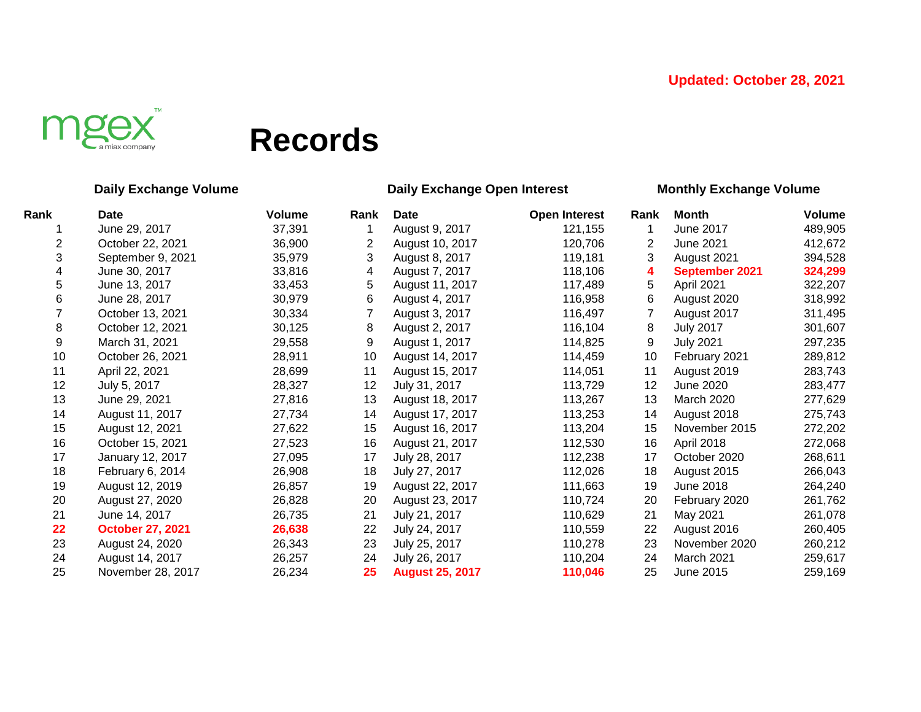Updated: October 28, 2021

mgex™ a miax company

# Records

### Daily Exchange Volume

| Rank | Date | Volume |
|---|---|---|
| 1 | June 29, 2017 | 37,391 |
| 2 | October 22, 2021 | 36,900 |
| 3 | September 9, 2021 | 35,979 |
| 4 | June 30, 2017 | 33,816 |
| 5 | June 13, 2017 | 33,453 |
| 6 | June 28, 2017 | 30,979 |
| 7 | October 13, 2021 | 30,334 |
| 8 | October 12, 2021 | 30,125 |
| 9 | March 31, 2021 | 29,558 |
| 10 | October 26, 2021 | 28,911 |
| 11 | April 22, 2021 | 28,699 |
| 12 | July 5, 2017 | 28,327 |
| 13 | June 29, 2021 | 27,816 |
| 14 | August 11, 2017 | 27,734 |
| 15 | August 12, 2021 | 27,622 |
| 16 | October 15, 2021 | 27,523 |
| 17 | January 12, 2017 | 27,095 |
| 18 | February 6, 2014 | 26,908 |
| 19 | August 12, 2019 | 26,857 |
| 20 | August 27, 2020 | 26,828 |
| 21 | June 14, 2017 | 26,735 |
| **22** | **October 27, 2021** | **26,638** |
| 23 | August 24, 2020 | 26,343 |
| 24 | August 14, 2017 | 26,257 |
| 25 | November 28, 2017 | 26,234 |

### Daily Exchange Open Interest

| Rank | Date | Open Interest |
|---|---|---|
| 1 | August 9, 2017 | 121,155 |
| 2 | August 10, 2017 | 120,706 |
| 3 | August 8, 2017 | 119,181 |
| 4 | August 7, 2017 | 118,106 |
| 5 | August 11, 2017 | 117,489 |
| 6 | August 4, 2017 | 116,958 |
| 7 | August 3, 2017 | 116,497 |
| 8 | August 2, 2017 | 116,104 |
| 9 | August 1, 2017 | 114,825 |
| 10 | August 14, 2017 | 114,459 |
| 11 | August 15, 2017 | 114,051 |
| 12 | July 31, 2017 | 113,729 |
| 13 | August 18, 2017 | 113,267 |
| 14 | August 17, 2017 | 113,253 |
| 15 | August 16, 2017 | 113,204 |
| 16 | August 21, 2017 | 112,530 |
| 17 | July 28, 2017 | 112,238 |
| 18 | July 27, 2017 | 112,026 |
| 19 | August 22, 2017 | 111,663 |
| 20 | August 23, 2017 | 110,724 |
| 21 | July 21, 2017 | 110,629 |
| 22 | July 24, 2017 | 110,559 |
| 23 | July 25, 2017 | 110,278 |
| 24 | July 26, 2017 | 110,204 |
| **25** | **August 25, 2017** | **110,046** |

### Monthly Exchange Volume

| Rank | Month | Volume |
|---|---|---|
| 1 | June 2017 | 489,905 |
| 2 | June 2021 | 412,672 |
| 3 | August 2021 | 394,528 |
| **4** | **September 2021** | **324,299** |
| 5 | April 2021 | 322,207 |
| 6 | August 2020 | 318,992 |
| 7 | August 2017 | 311,495 |
| 8 | July 2017 | 301,607 |
| 9 | July 2021 | 297,235 |
| 10 | February 2021 | 289,812 |
| 11 | August 2019 | 283,743 |
| 12 | June 2020 | 283,477 |
| 13 | March 2020 | 277,629 |
| 14 | August 2018 | 275,743 |
| 15 | November 2015 | 272,202 |
| 16 | April 2018 | 272,068 |
| 17 | October 2020 | 268,611 |
| 18 | August 2015 | 266,043 |
| 19 | June 2018 | 264,240 |
| 20 | February 2020 | 261,762 |
| 21 | May 2021 | 261,078 |
| 22 | August 2016 | 260,405 |
| 23 | November 2020 | 260,212 |
| 24 | March 2021 | 259,617 |
| 25 | June 2015 | 259,169 |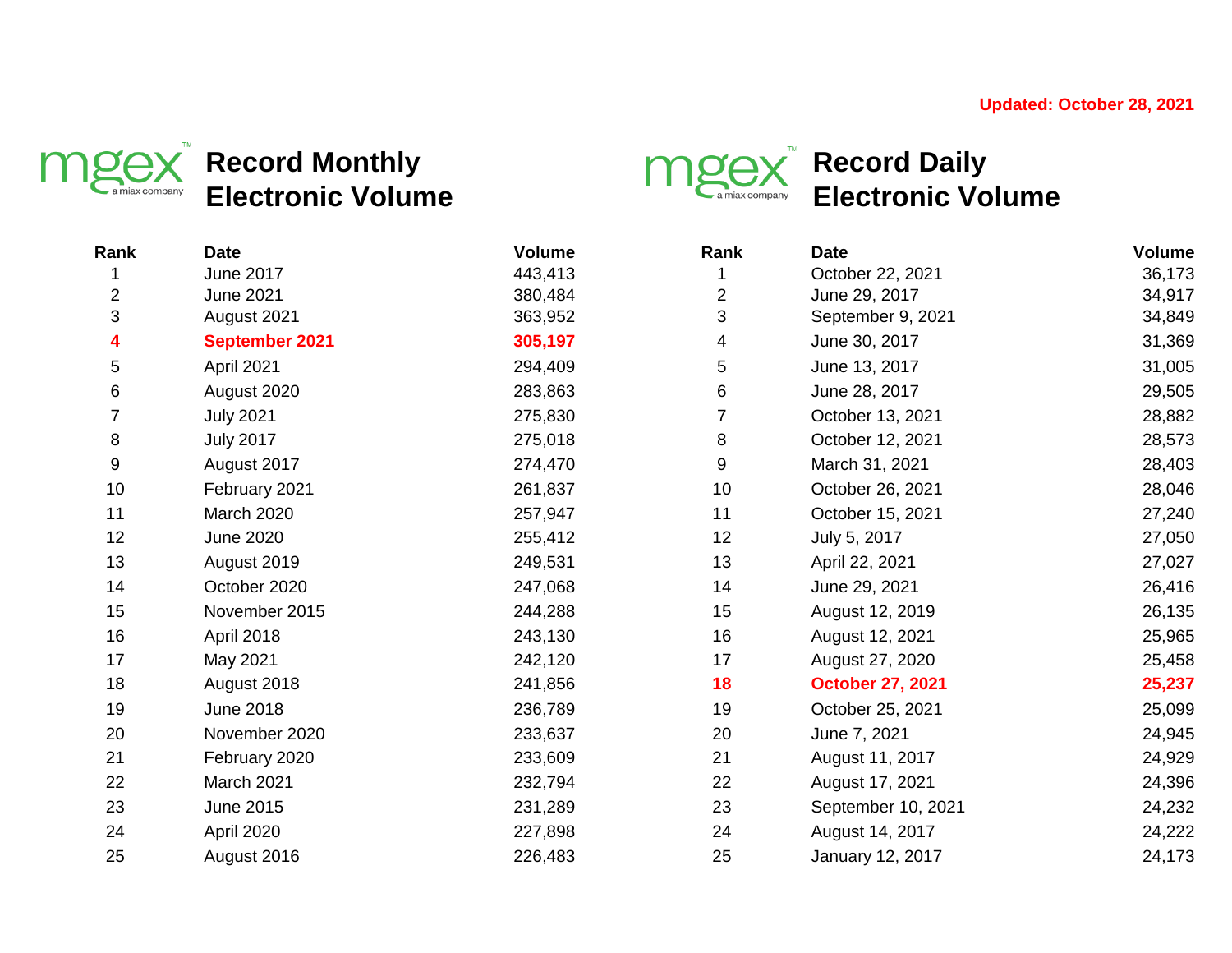Updated: October 28, 2021

## mgex a miax company — Record Monthly Electronic Volume

| Rank | Date | Volume |
|---|---|---|
| 1 | June 2017 | 443,413 |
| 2 | June 2021 | 380,484 |
| 3 | August 2021 | 363,952 |
| **4** | **September 2021** | **305,197** |
| 5 | April 2021 | 294,409 |
| 6 | August 2020 | 283,863 |
| 7 | July 2021 | 275,830 |
| 8 | July 2017 | 275,018 |
| 9 | August 2017 | 274,470 |
| 10 | February 2021 | 261,837 |
| 11 | March 2020 | 257,947 |
| 12 | June 2020 | 255,412 |
| 13 | August 2019 | 249,531 |
| 14 | October 2020 | 247,068 |
| 15 | November 2015 | 244,288 |
| 16 | April 2018 | 243,130 |
| 17 | May 2021 | 242,120 |
| 18 | August 2018 | 241,856 |
| 19 | June 2018 | 236,789 |
| 20 | November 2020 | 233,637 |
| 21 | February 2020 | 233,609 |
| 22 | March 2021 | 232,794 |
| 23 | June 2015 | 231,289 |
| 24 | April 2020 | 227,898 |
| 25 | August 2016 | 226,483 |

## mgex a miax company — Record Daily Electronic Volume

| Rank | Date | Volume |
|---|---|---|
| 1 | October 22, 2021 | 36,173 |
| 2 | June 29, 2017 | 34,917 |
| 3 | September 9, 2021 | 34,849 |
| 4 | June 30, 2017 | 31,369 |
| 5 | June 13, 2017 | 31,005 |
| 6 | June 28, 2017 | 29,505 |
| 7 | October 13, 2021 | 28,882 |
| 8 | October 12, 2021 | 28,573 |
| 9 | March 31, 2021 | 28,403 |
| 10 | October 26, 2021 | 28,046 |
| 11 | October 15, 2021 | 27,240 |
| 12 | July 5, 2017 | 27,050 |
| 13 | April 22, 2021 | 27,027 |
| 14 | June 29, 2021 | 26,416 |
| 15 | August 12, 2019 | 26,135 |
| 16 | August 12, 2021 | 25,965 |
| 17 | August 27, 2020 | 25,458 |
| **18** | **October 27, 2021** | **25,237** |
| 19 | October 25, 2021 | 25,099 |
| 20 | June 7, 2021 | 24,945 |
| 21 | August 11, 2017 | 24,929 |
| 22 | August 17, 2021 | 24,396 |
| 23 | September 10, 2021 | 24,232 |
| 24 | August 14, 2017 | 24,222 |
| 25 | January 12, 2017 | 24,173 |